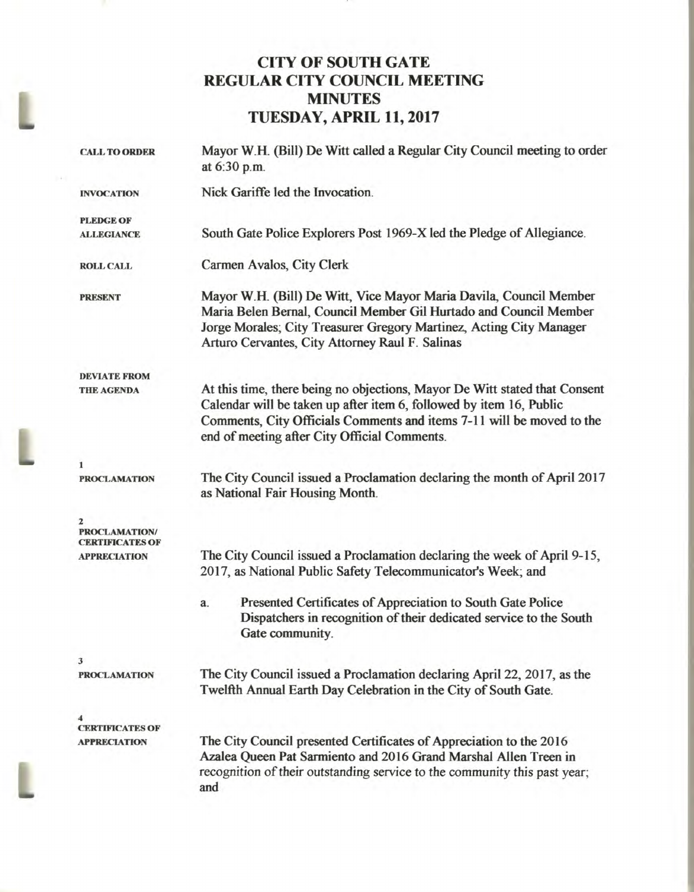# CITY OF SOUTH GATE
# REGULAR CITY COUNCIL MEETING
# MINUTES
# TUESDAY, APRIL 11, 2017

**CALL TO ORDER**

Mayor W.H. (Bill) De Witt called a Regular City Council meeting to order at 6:30 p.m.

**INVOCATION**

Nick Gariffe led the Invocation.

**PLEDGE OF ALLEGIANCE**

South Gate Police Explorers Post 1969-X led the Pledge of Allegiance.

**ROLL CALL**

Carmen Avalos, City Clerk

**PRESENT**

Mayor W.H. (Bill) De Witt, Vice Mayor Maria Davila, Council Member Maria Belen Bernal, Council Member Gil Hurtado and Council Member Jorge Morales; City Treasurer Gregory Martinez, Acting City Manager Arturo Cervantes, City Attorney Raul F. Salinas

**DEVIATE FROM THE AGENDA**

At this time, there being no objections, Mayor De Witt stated that Consent Calendar will be taken up after item 6, followed by item 16, Public Comments, City Officials Comments and items 7-11 will be moved to the end of meeting after City Official Comments.

**1**
**PROCLAMATION**

The City Council issued a Proclamation declaring the month of April 2017 as National Fair Housing Month.

**2**
**PROCLAMATION/ CERTIFICATES OF APPRECIATION**

The City Council issued a Proclamation declaring the week of April 9-15, 2017, as National Public Safety Telecommunicator's Week; and

a. Presented Certificates of Appreciation to South Gate Police Dispatchers in recognition of their dedicated service to the South Gate community.

**3**
**PROCLAMATION**

The City Council issued a Proclamation declaring April 22, 2017, as the Twelfth Annual Earth Day Celebration in the City of South Gate.

**4**
**CERTIFICATES OF APPRECIATION**

The City Council presented Certificates of Appreciation to the 2016 Azalea Queen Pat Sarmiento and 2016 Grand Marshal Allen Treen in recognition of their outstanding service to the community this past year; and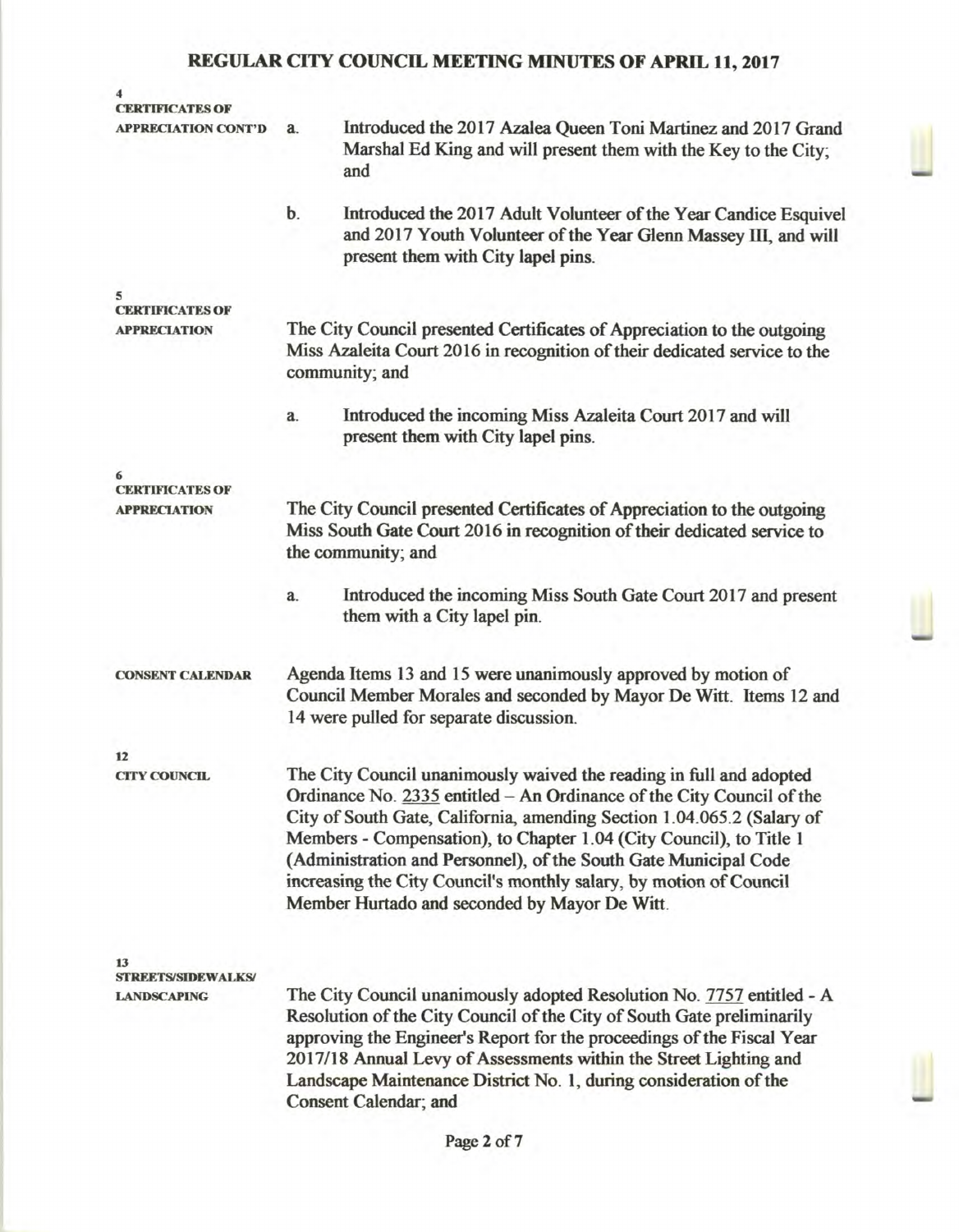**4**
**CERTIFICATES OF APPRECIATION CONT'D**

a. Introduced the 2017 Azalea Queen Toni Martinez and 2017 Grand Marshal Ed King and will present them with the Key to the City; and

b. Introduced the 2017 Adult Volunteer of the Year Candice Esquivel and 2017 Youth Volunteer of the Year Glenn Massey III, and will present them with City lapel pins.

**5**
**CERTIFICATES OF APPRECIATION**

The City Council presented Certificates of Appreciation to the outgoing Miss Azaleita Court 2016 in recognition of their dedicated service to the community; and

a. Introduced the incoming Miss Azaleita Court 2017 and will present them with City lapel pins.

**6**
**CERTIFICATES OF APPRECIATION**

The City Council presented Certificates of Appreciation to the outgoing Miss South Gate Court 2016 in recognition of their dedicated service to the community; and

a. Introduced the incoming Miss South Gate Court 2017 and present them with a City lapel pin.

**CONSENT CALENDAR**

Agenda Items 13 and 15 were unanimously approved by motion of Council Member Morales and seconded by Mayor De Witt. Items 12 and 14 were pulled for separate discussion.

**12**
**CITY COUNCIL**

The City Council unanimously waived the reading in full and adopted Ordinance No. 2335 entitled – An Ordinance of the City Council of the City of South Gate, California, amending Section 1.04.065.2 (Salary of Members - Compensation), to Chapter 1.04 (City Council), to Title 1 (Administration and Personnel), of the South Gate Municipal Code increasing the City Council's monthly salary, by motion of Council Member Hurtado and seconded by Mayor De Witt.

**13**
**STREETS/SIDEWALKS/ LANDSCAPING**

The City Council unanimously adopted Resolution No. 7757 entitled - A Resolution of the City Council of the City of South Gate preliminarily approving the Engineer's Report for the proceedings of the Fiscal Year 2017/18 Annual Levy of Assessments within the Street Lighting and Landscape Maintenance District No. 1, during consideration of the Consent Calendar; and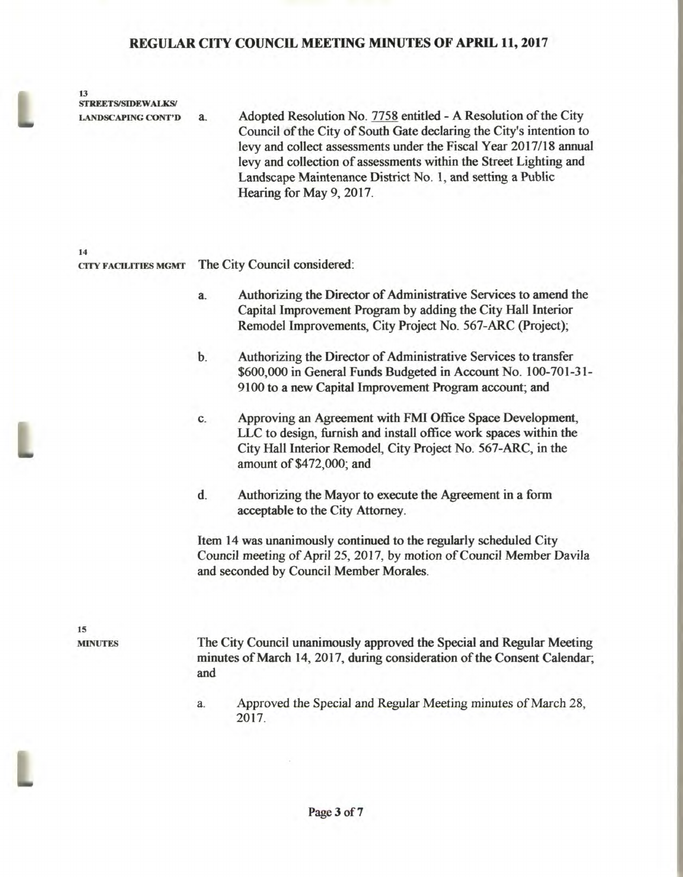**13**
**STREETS/SIDEWALKS/ LANDSCAPING CONT'D**

a. Adopted Resolution No. 7758 entitled - A Resolution of the City Council of the City of South Gate declaring the City's intention to levy and collect assessments under the Fiscal Year 2017/18 annual levy and collection of assessments within the Street Lighting and Landscape Maintenance District No. 1, and setting a Public Hearing for May 9, 2017.

**14**
**CITY FACILITIES MGMT**

The City Council considered:

a. Authorizing the Director of Administrative Services to amend the Capital Improvement Program by adding the City Hall Interior Remodel Improvements, City Project No. 567-ARC (Project);

b. Authorizing the Director of Administrative Services to transfer $600,000 in General Funds Budgeted in Account No. 100-701-31-9100 to a new Capital Improvement Program account; and

c. Approving an Agreement with FMI Office Space Development, LLC to design, furnish and install office work spaces within the City Hall Interior Remodel, City Project No. 567-ARC, in the amount of $472,000; and

d. Authorizing the Mayor to execute the Agreement in a form acceptable to the City Attorney.

Item 14 was unanimously continued to the regularly scheduled City Council meeting of April 25, 2017, by motion of Council Member Davila and seconded by Council Member Morales.

**15**
**MINUTES**

The City Council unanimously approved the Special and Regular Meeting minutes of March 14, 2017, during consideration of the Consent Calendar; and

a. Approved the Special and Regular Meeting minutes of March 28, 2017.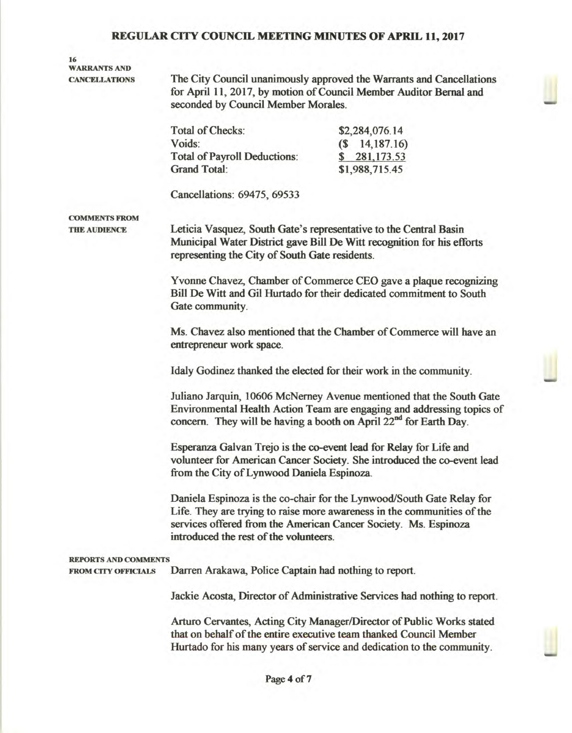# REGULAR CITY COUNCIL MEETING MINUTES OF APRIL 11, 2017

**16**
**WARRANTS AND CANCELLATIONS**

The City Council unanimously approved the Warrants and Cancellations for April 11, 2017, by motion of Council Member Auditor Bernal and seconded by Council Member Morales.

| | |
|---|---|
| Total of Checks: | \$2,284,076.14 |
| Voids: | (\$ 14,187.16) |
| Total of Payroll Deductions: | \$ 281,173.53 |
| Grand Total: | \$1,988,715.45 |

Cancellations: 69475, 69533

**COMMENTS FROM THE AUDIENCE**

Leticia Vasquez, South Gate's representative to the Central Basin Municipal Water District gave Bill De Witt recognition for his efforts representing the City of South Gate residents.

Yvonne Chavez, Chamber of Commerce CEO gave a plaque recognizing Bill De Witt and Gil Hurtado for their dedicated commitment to South Gate community.

Ms. Chavez also mentioned that the Chamber of Commerce will have an entrepreneur work space.

Idaly Godinez thanked the elected for their work in the community.

Juliano Jarquin, 10606 McNerney Avenue mentioned that the South Gate Environmental Health Action Team are engaging and addressing topics of concern. They will be having a booth on April 22nd for Earth Day.

Esperanza Galvan Trejo is the co-event lead for Relay for Life and volunteer for American Cancer Society. She introduced the co-event lead from the City of Lynwood Daniela Espinoza.

Daniela Espinoza is the co-chair for the Lynwood/South Gate Relay for Life. They are trying to raise more awareness in the communities of the services offered from the American Cancer Society. Ms. Espinoza introduced the rest of the volunteers.

**REPORTS AND COMMENTS FROM CITY OFFICIALS**

Darren Arakawa, Police Captain had nothing to report.

Jackie Acosta, Director of Administrative Services had nothing to report.

Arturo Cervantes, Acting City Manager/Director of Public Works stated that on behalf of the entire executive team thanked Council Member Hurtado for his many years of service and dedication to the community.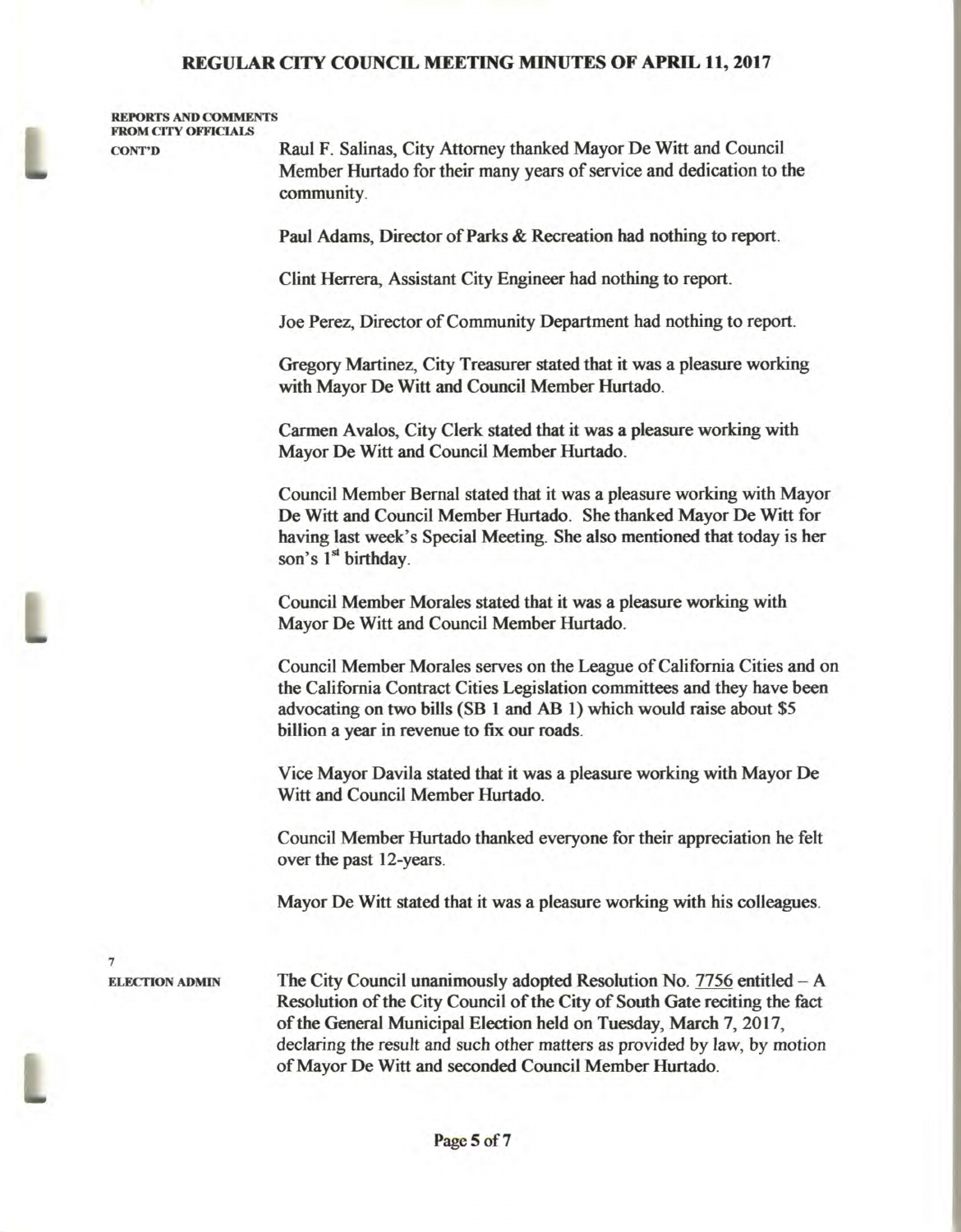**REPORTS AND COMMENTS FROM CITY OFFICIALS CONT'D**

Raul F. Salinas, City Attorney thanked Mayor De Witt and Council Member Hurtado for their many years of service and dedication to the community.

Paul Adams, Director of Parks & Recreation had nothing to report.

Clint Herrera, Assistant City Engineer had nothing to report.

Joe Perez, Director of Community Department had nothing to report.

Gregory Martinez, City Treasurer stated that it was a pleasure working with Mayor De Witt and Council Member Hurtado.

Carmen Avalos, City Clerk stated that it was a pleasure working with Mayor De Witt and Council Member Hurtado.

Council Member Bernal stated that it was a pleasure working with Mayor De Witt and Council Member Hurtado. She thanked Mayor De Witt for having last week's Special Meeting. She also mentioned that today is her son's 1st birthday.

Council Member Morales stated that it was a pleasure working with Mayor De Witt and Council Member Hurtado.

Council Member Morales serves on the League of California Cities and on the California Contract Cities Legislation committees and they have been advocating on two bills (SB 1 and AB 1) which would raise about $5 billion a year in revenue to fix our roads.

Vice Mayor Davila stated that it was a pleasure working with Mayor De Witt and Council Member Hurtado.

Council Member Hurtado thanked everyone for their appreciation he felt over the past 12-years.

Mayor De Witt stated that it was a pleasure working with his colleagues.

**7**
**ELECTION ADMIN**

The City Council unanimously adopted Resolution No. 7756 entitled – A Resolution of the City Council of the City of South Gate reciting the fact of the General Municipal Election held on Tuesday, March 7, 2017, declaring the result and such other matters as provided by law, by motion of Mayor De Witt and seconded Council Member Hurtado.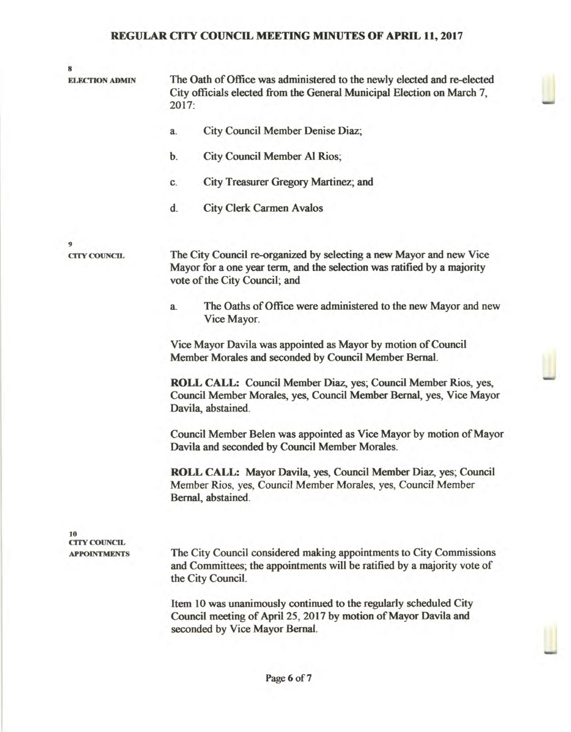**8**
**ELECTION ADMIN**

The Oath of Office was administered to the newly elected and re-elected City officials elected from the General Municipal Election on March 7, 2017:

a. City Council Member Denise Diaz;

b. City Council Member Al Rios;

c. City Treasurer Gregory Martinez; and

d. City Clerk Carmen Avalos

**9**
**CITY COUNCIL**

The City Council re-organized by selecting a new Mayor and new Vice Mayor for a one year term, and the selection was ratified by a majority vote of the City Council; and

a. The Oaths of Office were administered to the new Mayor and new Vice Mayor.

Vice Mayor Davila was appointed as Mayor by motion of Council Member Morales and seconded by Council Member Bernal.

**ROLL CALL:** Council Member Diaz, yes; Council Member Rios, yes, Council Member Morales, yes, Council Member Bernal, yes, Vice Mayor Davila, abstained.

Council Member Belen was appointed as Vice Mayor by motion of Mayor Davila and seconded by Council Member Morales.

**ROLL CALL:** Mayor Davila, yes, Council Member Diaz, yes; Council Member Rios, yes, Council Member Morales, yes, Council Member Bernal, abstained.

**10**
**CITY COUNCIL APPOINTMENTS**

The City Council considered making appointments to City Commissions and Committees; the appointments will be ratified by a majority vote of the City Council.

Item 10 was unanimously continued to the regularly scheduled City Council meeting of April 25, 2017 by motion of Mayor Davila and seconded by Vice Mayor Bernal.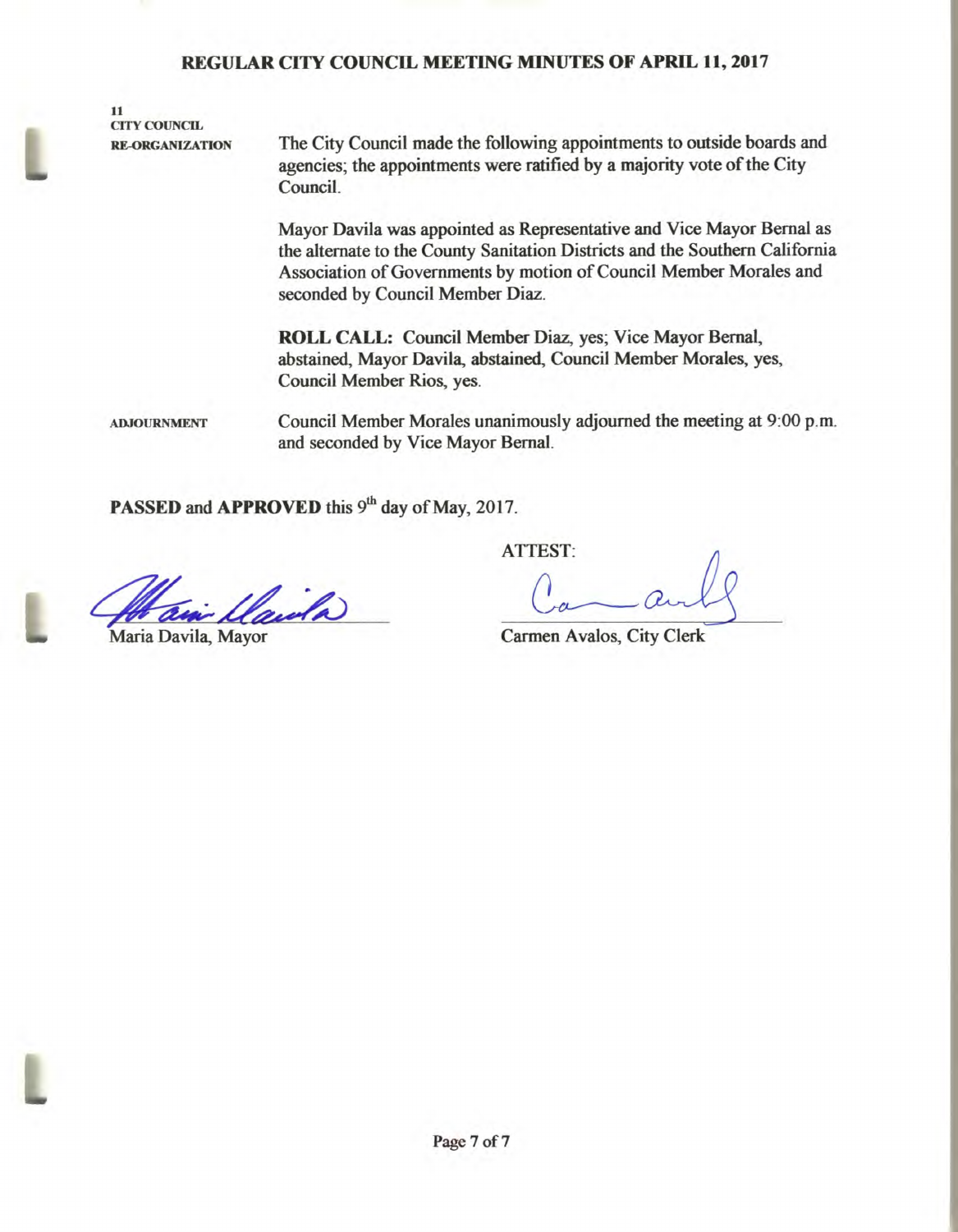**REGULAR CITY COUNCIL MEETING MINUTES OF APRIL 11, 2017**

**11**
**CITY COUNCIL RE-ORGANIZATION**

The City Council made the following appointments to outside boards and agencies; the appointments were ratified by a majority vote of the City Council.

Mayor Davila was appointed as Representative and Vice Mayor Bernal as the alternate to the County Sanitation Districts and the Southern California Association of Governments by motion of Council Member Morales and seconded by Council Member Diaz.

**ROLL CALL:** Council Member Diaz, yes; Vice Mayor Bernal, abstained, Mayor Davila, abstained, Council Member Morales, yes, Council Member Rios, yes.

**ADJOURNMENT**

Council Member Morales unanimously adjourned the meeting at 9:00 p.m. and seconded by Vice Mayor Bernal.

**PASSED** and **APPROVED** this 9th day of May, 2017.

Maria Davila, Mayor

ATTEST:

Carmen Avalos, City Clerk